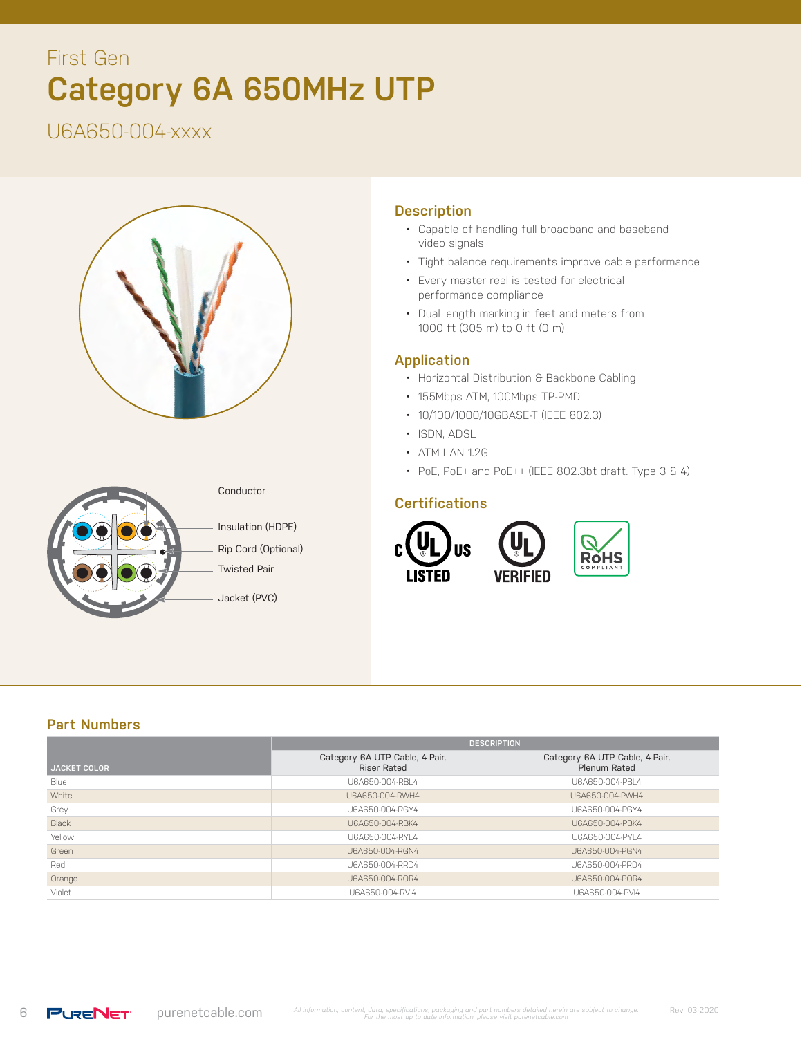First Gen

# Category 6A 650MHz UTP

U6A650-004-xxxx

Conductor

Insulation (HDPE)

Rip Cord (Optional)

Twisted Pair

Jacket (PVC)

## Description

- Capable of handling full broadband and baseband video signals
- Tight balance requirements improve cable performance
- Every master reel is tested for electrical performance compliance
- Dual length marking in feet and meters from 1000 ft (305 m) to 0 ft (0 m)

## Application

- Horizontal Distribution & Backbone Cabling
- 155Mbps ATM, 100Mbps TP-PMD
- 10/100/1000/10GBASE-T (IEEE 802.3)
- ISDN, ADSL
- ATM LAN 1.2G
- PoE, PoE+ and PoE++ (IEEE 802.3bt draft. Type 3 & 4)

## Certifications

c UL us LISTED

UL VERIFIED

RoHS COMPLIANT

## Part Numbers

| JACKET COLOR | DESCRIPTION | |
|---|---|---|
| | Category 6A UTP Cable, 4-Pair, Riser Rated | Category 6A UTP Cable, 4-Pair, Plenum Rated |
| Blue | U6A650-004-RBL4 | U6A650-004-PBL4 |
| White | U6A650-004-RWH4 | U6A650-004-PWH4 |
| Grey | U6A650-004-RGY4 | U6A650-004-PGY4 |
| Black | U6A650-004-RBK4 | U6A650-004-PBK4 |
| Yellow | U6A650-004-RYL4 | U6A650-004-PYL4 |
| Green | U6A650-004-RGN4 | U6A650-004-PGN4 |
| Red | U6A650-004-RRD4 | U6A650-004-PRD4 |
| Orange | U6A650-004-ROR4 | U6A650-004-POR4 |
| Violet | U6A650-004-RVI4 | U6A650-004-PVI4 |

PURENET purenetcable.com

*All information, content, data, specifications, packaging and part numbers detailed herein are subject to change. For the most up to date information, please visit purenetcable.com*

Rev. 03-2020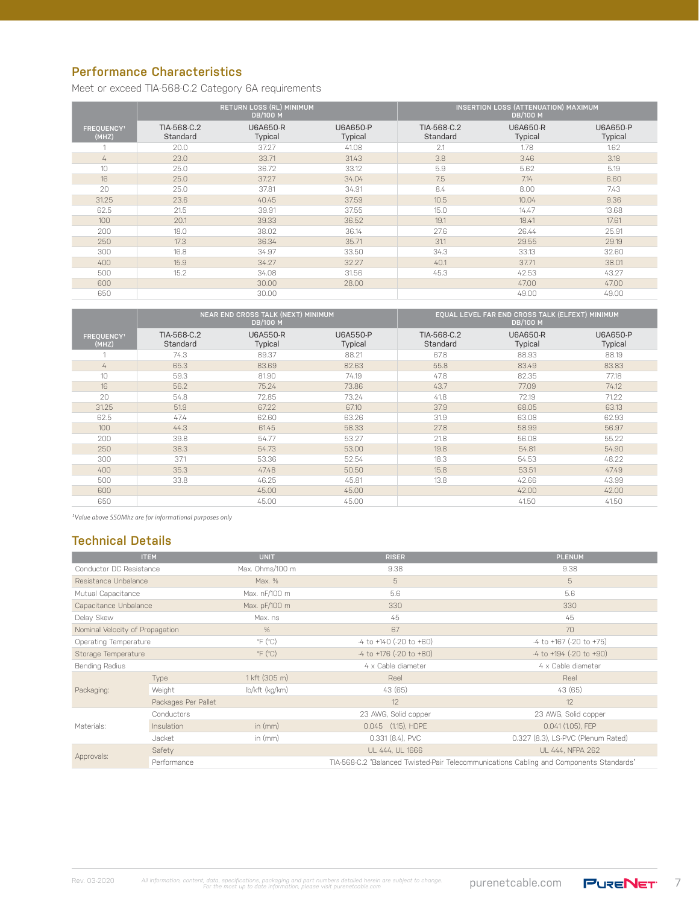## Performance Characteristics

Meet or exceed TIA-568-C.2 Category 6A requirements

| FREQUENCY[1] (MHZ) | RETURN LOSS (RL) MINIMUM DB/100 M | | | INSERTION LOSS (ATTENUATION) MAXIMUM DB/100 M | | |
|---|---|---|---|---|---|---|
| | TIA-568-C.2 Standard | U6A650-R Typical | U6A650-P Typical | TIA-568-C.2 Standard | U6A650-R Typical | U6A650-P Typical |
| 1 | 20.0 | 37.27 | 41.08 | 2.1 | 1.78 | 1.62 |
| 4 | 23.0 | 33.71 | 31.43 | 3.8 | 3.46 | 3.18 |
| 10 | 25.0 | 36.72 | 33.12 | 5.9 | 5.62 | 5.19 |
| 16 | 25.0 | 37.27 | 34.04 | 7.5 | 7.14 | 6.60 |
| 20 | 25.0 | 37.81 | 34.91 | 8.4 | 8.00 | 7.43 |
| 31.25 | 23.6 | 40.45 | 37.59 | 10.5 | 10.04 | 9.36 |
| 62.5 | 21.5 | 39.91 | 37.55 | 15.0 | 14.47 | 13.68 |
| 100 | 20.1 | 39.33 | 36.52 | 19.1 | 18.41 | 17.61 |
| 200 | 18.0 | 38.02 | 36.14 | 27.6 | 26.44 | 25.91 |
| 250 | 17.3 | 36.34 | 35.71 | 31.1 | 29.55 | 29.19 |
| 300 | 16.8 | 34.97 | 33.50 | 34.3 | 33.13 | 32.60 |
| 400 | 15.9 | 34.27 | 32.27 | 40.1 | 37.71 | 38.01 |
| 500 | 15.2 | 34.08 | 31.56 | 45.3 | 42.53 | 43.27 |
| 600 | | 30.00 | 28.00 | | 47.00 | 47.00 |
| 650 | | 30.00 | | | 49.00 | 49.00 |

| FREQUENCY[1] (MHZ) | NEAR END CROSS TALK (NEXT) MINIMUM DB/100 M | | | EQUAL LEVEL FAR END CROSS TALK (ELFEXT) MINIMUM DB/100 M | | |
|---|---|---|---|---|---|---|
| | TIA-568-C.2 Standard | U6A550-R Typical | U6A550-P Typical | TIA-568-C.2 Standard | U6A650-R Typical | U6A650-P Typical |
| 1 | 74.3 | 89.37 | 88.21 | 67.8 | 88.93 | 88.19 |
| 4 | 65.3 | 83.69 | 82.63 | 55.8 | 83.49 | 83.83 |
| 10 | 59.3 | 81.90 | 74.19 | 47.8 | 82.35 | 77.18 |
| 16 | 56.2 | 75.24 | 73.86 | 43.7 | 77.09 | 74.12 |
| 20 | 54.8 | 72.85 | 73.24 | 41.8 | 72.19 | 71.22 |
| 31.25 | 51.9 | 67.22 | 67.10 | 37.9 | 68.05 | 63.13 |
| 62.5 | 47.4 | 62.60 | 63.26 | 31.9 | 63.08 | 62.93 |
| 100 | 44.3 | 61.45 | 58.33 | 27.8 | 58.99 | 56.97 |
| 200 | 39.8 | 54.77 | 53.27 | 21.8 | 56.08 | 55.22 |
| 250 | 38.3 | 54.73 | 53.00 | 19.8 | 54.81 | 54.90 |
| 300 | 37.1 | 53.36 | 52.54 | 18.3 | 54.53 | 48.22 |
| 400 | 35.3 | 47.48 | 50.50 | 15.8 | 53.51 | 47.49 |
| 500 | 33.8 | 46.25 | 45.81 | 13.8 | 42.66 | 43.99 |
| 600 | | 45.00 | 45.00 | | 42.00 | 42.00 |
| 650 | | 45.00 | 45.00 | | 41.50 | 41.50 |

*[1]Value above 550Mhz are for informational purposes only*

## Technical Details

| ITEM | | UNIT | RISER | PLENUM |
|---|---|---|---|---|
| Conductor DC Resistance | | Max. Ohms/100 m | 9.38 | 9.38 |
| Resistance Unbalance | | Max. % | 5 | 5 |
| Mutual Capacitance | | Max. nF/100 m | 5.6 | 5.6 |
| Capacitance Unbalance | | Max. pF/100 m | 330 | 330 |
| Delay Skew | | Max. ns | 45 | 45 |
| Nominal Velocity of Propagation | | % | 67 | 70 |
| Operating Temperature | | °F (°C) | -4 to +140 (-20 to +60) | -4 to +167 (-20 to +75) |
| Storage Temperature | | °F (°C) | -4 to +176 (-20 to +80) | -4 to +194 (-20 to +90) |
| Bending Radius | | | 4 x Cable diameter | 4 x Cable diameter |
| Packaging: | Type | 1 kft (305 m) | Reel | Reel |
| | Weight | lb/kft (kg/km) | 43 (65) | 43 (65) |
| | Packages Per Pallet | | 12 | 12 |
| Materials: | Conductors | | 23 AWG, Solid copper | 23 AWG, Solid copper |
| | Insulation | in (mm) | 0.045 (1.15), HDPE | 0.041 (1.05), FEP |
| | Jacket | in (mm) | 0.331 (8.4), PVC | 0.327 (8.3), LS-PVC (Plenum Rated) |
| Approvals: | Safety | | UL 444, UL 1666 | UL 444, NFPA 262 |
| | Performance | | TIA-568-C.2 "Balanced Twisted-Pair Telecommunications Cabling and Components Standards" | |

Rev. 03-2020 *All information, content, data, specifications, packaging and part numbers detailed herein are subject to change. For the most up to date information, please visit purenetcable.com* purenetcable.com